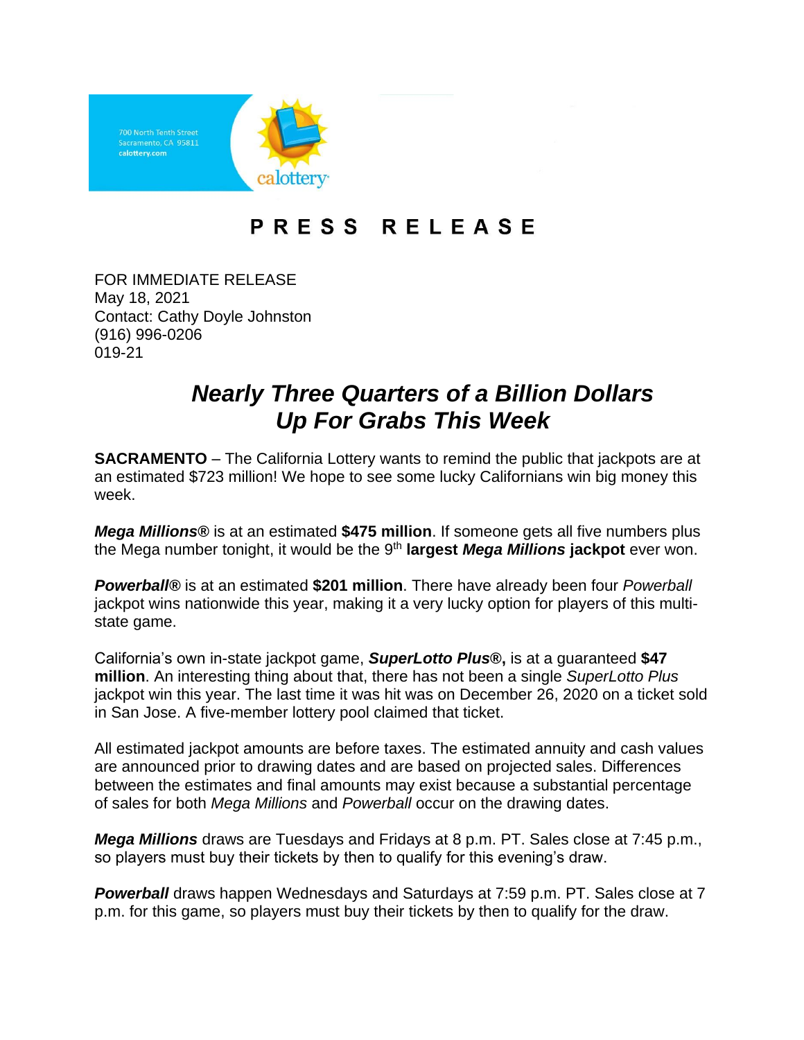700 North Tenth Street
Sacramento, CA 95811
calottery.com

calottery

# PRESS RELEASE

FOR IMMEDIATE RELEASE
May 18, 2021
Contact: Cathy Doyle Johnston
(916) 996-0206
019-21

## *Nearly Three Quarters of a Billion Dollars Up For Grabs This Week*

**SACRAMENTO** – The California Lottery wants to remind the public that jackpots are at an estimated $723 million! We hope to see some lucky Californians win big money this week.

***Mega Millions®*** is at an estimated **$475 million**. If someone gets all five numbers plus the Mega number tonight, it would be the 9th **largest *Mega Millions* jackpot** ever won.

***Powerball®*** is at an estimated **$201 million**. There have already been four *Powerball* jackpot wins nationwide this year, making it a very lucky option for players of this multi-state game.

California's own in-state jackpot game, ***SuperLotto Plus®*,** is at a guaranteed **$47 million**. An interesting thing about that, there has not been a single *SuperLotto Plus* jackpot win this year. The last time it was hit was on December 26, 2020 on a ticket sold in San Jose. A five-member lottery pool claimed that ticket.

All estimated jackpot amounts are before taxes. The estimated annuity and cash values are announced prior to drawing dates and are based on projected sales. Differences between the estimates and final amounts may exist because a substantial percentage of sales for both *Mega Millions* and *Powerball* occur on the drawing dates.

***Mega Millions*** draws are Tuesdays and Fridays at 8 p.m. PT. Sales close at 7:45 p.m., so players must buy their tickets by then to qualify for this evening's draw.

***Powerball*** draws happen Wednesdays and Saturdays at 7:59 p.m. PT. Sales close at 7 p.m. for this game, so players must buy their tickets by then to qualify for the draw.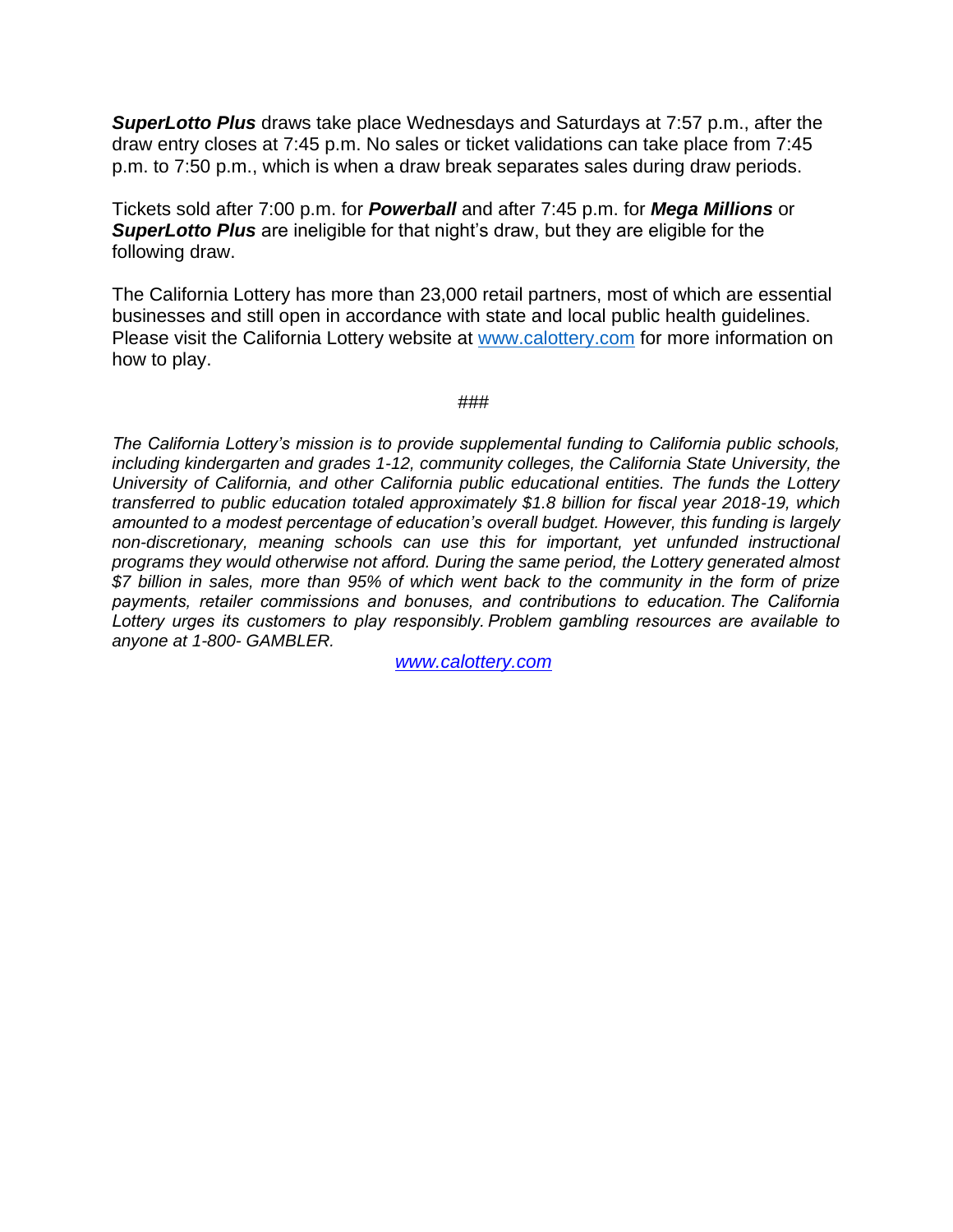***SuperLotto Plus*** draws take place Wednesdays and Saturdays at 7:57 p.m., after the draw entry closes at 7:45 p.m. No sales or ticket validations can take place from 7:45 p.m. to 7:50 p.m., which is when a draw break separates sales during draw periods.

Tickets sold after 7:00 p.m. for ***Powerball*** and after 7:45 p.m. for ***Mega Millions*** or ***SuperLotto Plus*** are ineligible for that night's draw, but they are eligible for the following draw.

The California Lottery has more than 23,000 retail partners, most of which are essential businesses and still open in accordance with state and local public health guidelines. Please visit the California Lottery website at [www.calottery.com](http://www.calottery.com) for more information on how to play.

###

*The California Lottery's mission is to provide supplemental funding to California public schools, including kindergarten and grades 1-12, community colleges, the California State University, the University of California, and other California public educational entities. The funds the Lottery transferred to public education totaled approximately $1.8 billion for fiscal year 2018-19, which amounted to a modest percentage of education's overall budget. However, this funding is largely non-discretionary, meaning schools can use this for important, yet unfunded instructional programs they would otherwise not afford. During the same period, the Lottery generated almost $7 billion in sales, more than 95% of which went back to the community in the form of prize payments, retailer commissions and bonuses, and contributions to education. The California Lottery urges its customers to play responsibly. Problem gambling resources are available to anyone at 1-800- GAMBLER.*

*[www.calottery.com](http://www.calottery.com)*